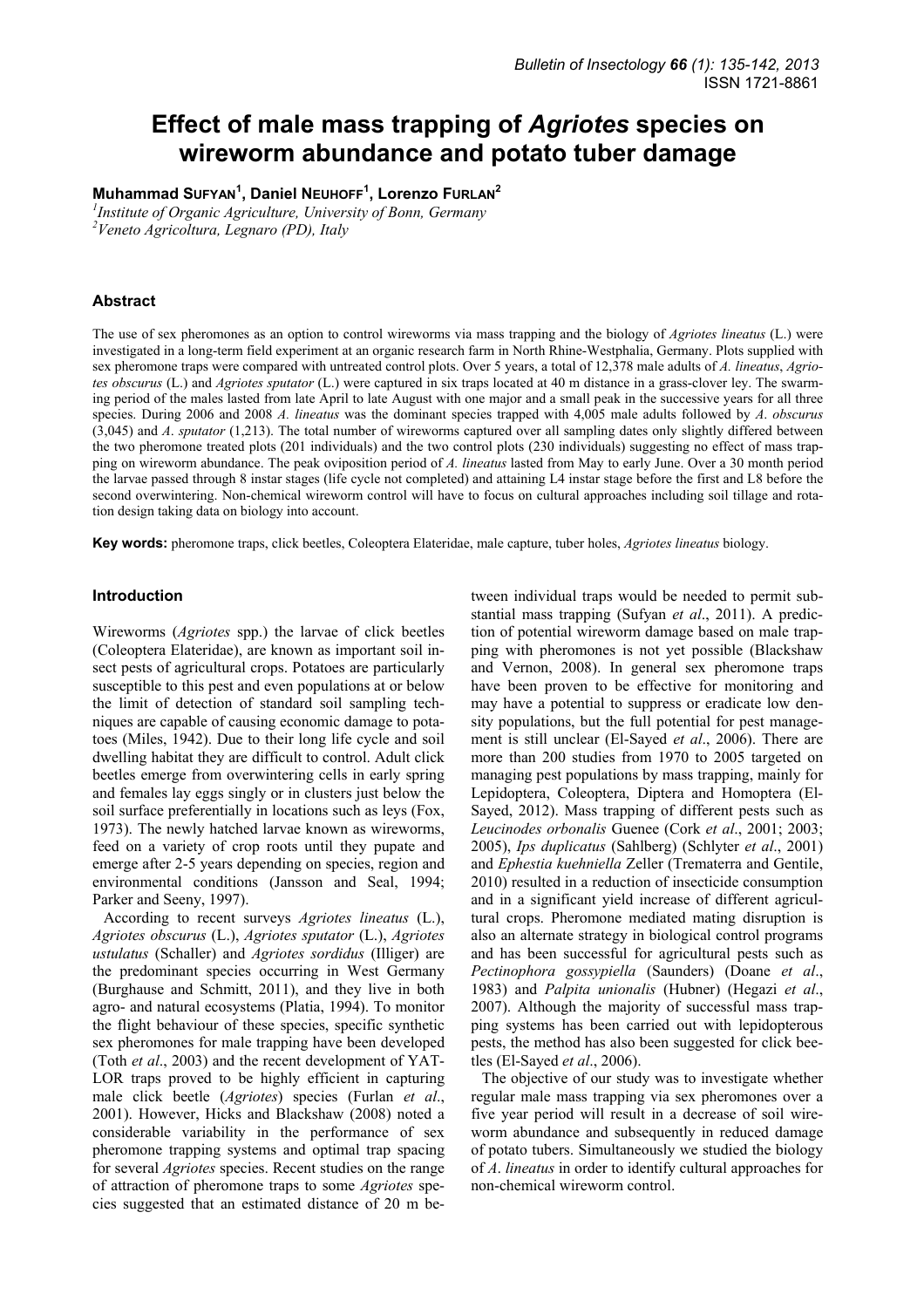# Effect of male mass trapping of *Agriotes* species on wireworm abundance and potato tuber damage

**Muhammad Sufyan[1], Daniel Neuhoff[1], Lorenzo Furlan[2]**

[1]*Institute of Organic Agriculture, University of Bonn, Germany*
[2]*Veneto Agricoltura, Legnaro (PD), Italy*

## Abstract

The use of sex pheromones as an option to control wireworms via mass trapping and the biology of *Agriotes lineatus* (L.) were investigated in a long-term field experiment at an organic research farm in North Rhine-Westphalia, Germany. Plots supplied with sex pheromone traps were compared with untreated control plots. Over 5 years, a total of 12,378 male adults of *A. lineatus*, *Agriotes obscurus* (L.) and *Agriotes sputator* (L.) were captured in six traps located at 40 m distance in a grass-clover ley. The swarming period of the males lasted from late April to late August with one major and a small peak in the successive years for all three species. During 2006 and 2008 *A. lineatus* was the dominant species trapped with 4,005 male adults followed by *A. obscurus* (3,045) and *A. sputator* (1,213). The total number of wireworms captured over all sampling dates only slightly differed between the two pheromone treated plots (201 individuals) and the two control plots (230 individuals) suggesting no effect of mass trapping on wireworm abundance. The peak oviposition period of *A. lineatus* lasted from May to early June. Over a 30 month period the larvae passed through 8 instar stages (life cycle not completed) and attaining L4 instar stage before the first and L8 before the second overwintering. Non-chemical wireworm control will have to focus on cultural approaches including soil tillage and rotation design taking data on biology into account.

**Key words:** pheromone traps, click beetles, Coleoptera Elateridae, male capture, tuber holes, *Agriotes lineatus* biology.

## Introduction

Wireworms (*Agriotes* spp.) the larvae of click beetles (Coleoptera Elateridae), are known as important soil insect pests of agricultural crops. Potatoes are particularly susceptible to this pest and even populations at or below the limit of detection of standard soil sampling techniques are capable of causing economic damage to potatoes (Miles, 1942). Due to their long life cycle and soil dwelling habitat they are difficult to control. Adult click beetles emerge from overwintering cells in early spring and females lay eggs singly or in clusters just below the soil surface preferentially in locations such as leys (Fox, 1973). The newly hatched larvae known as wireworms, feed on a variety of crop roots until they pupate and emerge after 2-5 years depending on species, region and environmental conditions (Jansson and Seal, 1994; Parker and Seeny, 1997).

According to recent surveys *Agriotes lineatus* (L.), *Agriotes obscurus* (L.), *Agriotes sputator* (L.), *Agriotes ustulatus* (Schaller) and *Agriotes sordidus* (Illiger) are the predominant species occurring in West Germany (Burghause and Schmitt, 2011), and they live in both agro- and natural ecosystems (Platia, 1994). To monitor the flight behaviour of these species, specific synthetic sex pheromones for male trapping have been developed (Toth *et al*., 2003) and the recent development of YATLOR traps proved to be highly efficient in capturing male click beetle (*Agriotes*) species (Furlan *et al*., 2001). However, Hicks and Blackshaw (2008) noted a considerable variability in the performance of sex pheromone trapping systems and optimal trap spacing for several *Agriotes* species. Recent studies on the range of attraction of pheromone traps to some *Agriotes* species suggested that an estimated distance of 20 m between individual traps would be needed to permit substantial mass trapping (Sufyan *et al*., 2011). A prediction of potential wireworm damage based on male trapping with pheromones is not yet possible (Blackshaw and Vernon, 2008). In general sex pheromone traps have been proven to be effective for monitoring and may have a potential to suppress or eradicate low density populations, but the full potential for pest management is still unclear (El-Sayed *et al*., 2006). There are more than 200 studies from 1970 to 2005 targeted on managing pest populations by mass trapping, mainly for Lepidoptera, Coleoptera, Diptera and Homoptera (El-Sayed, 2012). Mass trapping of different pests such as *Leucinodes orbonalis* Guenee (Cork *et al*., 2001; 2003; 2005), *Ips duplicatus* (Sahlberg) (Schlyter *et al*., 2001) and *Ephestia kuehniella* Zeller (Trematerra and Gentile, 2010) resulted in a reduction of insecticide consumption and in a significant yield increase of different agricultural crops. Pheromone mediated mating disruption is also an alternate strategy in biological control programs and has been successful for agricultural pests such as *Pectinophora gossypiella* (Saunders) (Doane *et al*., 1983) and *Palpita unionalis* (Hubner) (Hegazi *et al*., 2007). Although the majority of successful mass trapping systems has been carried out with lepidopterous pests, the method has also been suggested for click beetles (El-Sayed *et al*., 2006).

The objective of our study was to investigate whether regular male mass trapping via sex pheromones over a five year period will result in a decrease of soil wireworm abundance and subsequently in reduced damage of potato tubers. Simultaneously we studied the biology of *A. lineatus* in order to identify cultural approaches for non-chemical wireworm control.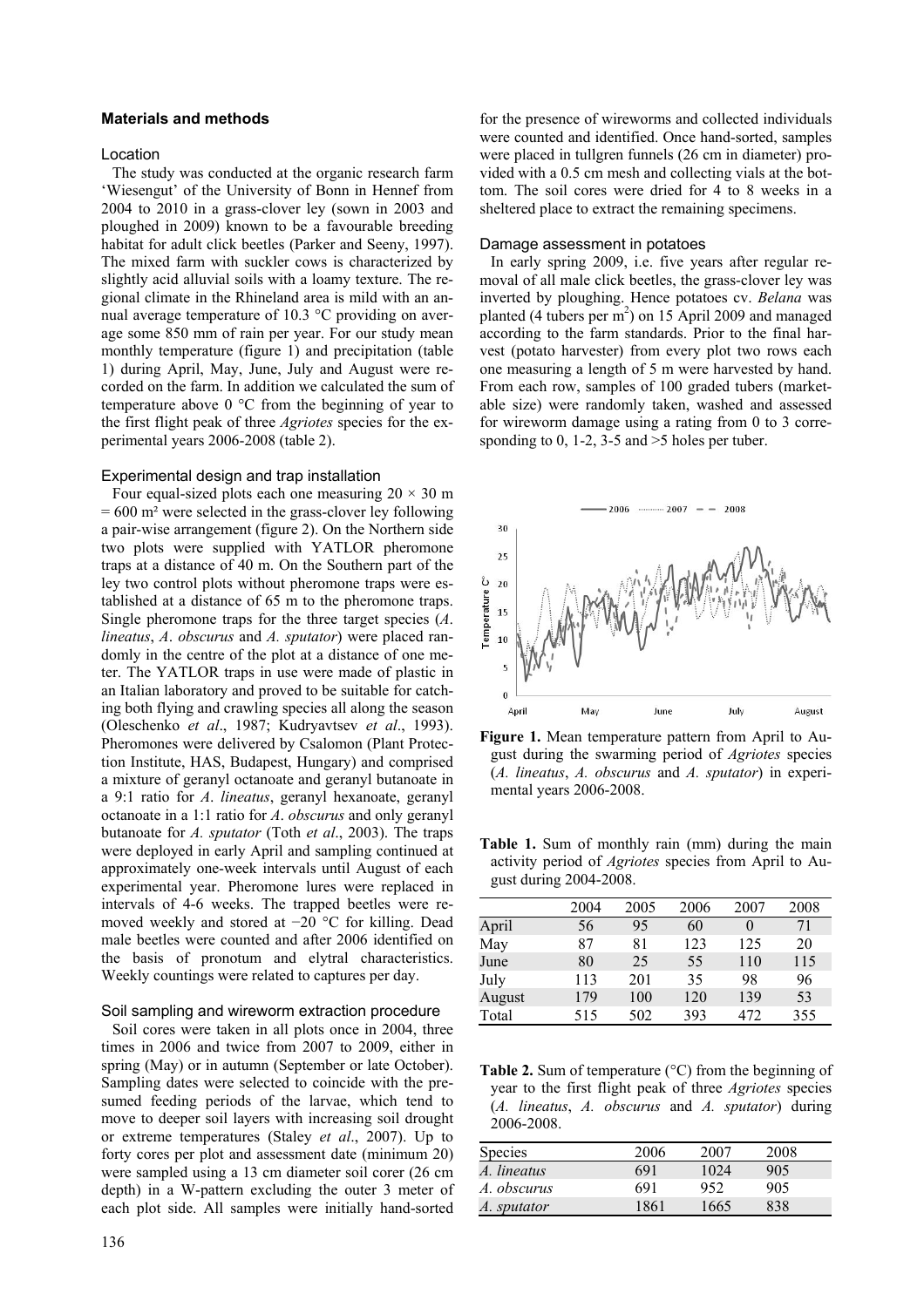## Materials and methods

### Location

The study was conducted at the organic research farm 'Wiesengut' of the University of Bonn in Hennef from 2004 to 2010 in a grass-clover ley (sown in 2003 and ploughed in 2009) known to be a favourable breeding habitat for adult click beetles (Parker and Seeny, 1997). The mixed farm with suckler cows is characterized by slightly acid alluvial soils with a loamy texture. The regional climate in the Rhineland area is mild with an annual average temperature of 10.3 °C providing on average some 850 mm of rain per year. For our study mean monthly temperature (figure 1) and precipitation (table 1) during April, May, June, July and August were recorded on the farm. In addition we calculated the sum of temperature above 0 °C from the beginning of year to the first flight peak of three *Agriotes* species for the experimental years 2006-2008 (table 2).

### Experimental design and trap installation

Four equal-sized plots each one measuring $20 \times 30$ m $= 600$ m² were selected in the grass-clover ley following a pair-wise arrangement (figure 2). On the Northern side two plots were supplied with YATLOR pheromone traps at a distance of 40 m. On the Southern part of the ley two control plots without pheromone traps were established at a distance of 65 m to the pheromone traps. Single pheromone traps for the three target species (*A. lineatus*, *A. obscurus* and *A. sputator*) were placed randomly in the centre of the plot at a distance of one meter. The YATLOR traps in use were made of plastic in an Italian laboratory and proved to be suitable for catching both flying and crawling species all along the season (Oleschenko *et al*., 1987; Kudryavtsev *et al*., 1993). Pheromones were delivered by Csalomon (Plant Protection Institute, HAS, Budapest, Hungary) and comprised a mixture of geranyl octanoate and geranyl butanoate in a 9:1 ratio for *A. lineatus*, geranyl hexanoate, geranyl octanoate in a 1:1 ratio for *A. obscurus* and only geranyl butanoate for *A. sputator* (Toth *et al*., 2003). The traps were deployed in early April and sampling continued at approximately one-week intervals until August of each experimental year. Pheromone lures were replaced in intervals of 4-6 weeks. The trapped beetles were removed weekly and stored at −20 °C for killing. Dead male beetles were counted and after 2006 identified on the basis of pronotum and elytral characteristics. Weekly countings were related to captures per day.

### Soil sampling and wireworm extraction procedure

Soil cores were taken in all plots once in 2004, three times in 2006 and twice from 2007 to 2009, either in spring (May) or in autumn (September or late October). Sampling dates were selected to coincide with the presumed feeding periods of the larvae, which tend to move to deeper soil layers with increasing soil drought or extreme temperatures (Staley *et al*., 2007). Up to forty cores per plot and assessment date (minimum 20) were sampled using a 13 cm diameter soil corer (26 cm depth) in a W-pattern excluding the outer 3 meter of each plot side. All samples were initially hand-sorted for the presence of wireworms and collected individuals were counted and identified. Once hand-sorted, samples were placed in tullgren funnels (26 cm in diameter) provided with a 0.5 cm mesh and collecting vials at the bottom. The soil cores were dried for 4 to 8 weeks in a sheltered place to extract the remaining specimens.

### Damage assessment in potatoes

In early spring 2009, i.e. five years after regular removal of all male click beetles, the grass-clover ley was inverted by ploughing. Hence potatoes cv. *Belana* was planted (4 tubers per m$^2$) on 15 April 2009 and managed according to the farm standards. Prior to the final harvest (potato harvester) from every plot two rows each one measuring a length of 5 m were harvested by hand. From each row, samples of 100 graded tubers (marketable size) were randomly taken, washed and assessed for wireworm damage using a rating from 0 to 3 corresponding to 0, 1-2, 3-5 and >5 holes per tuber.

**Figure 1.** Mean temperature pattern from April to August during the swarming period of *Agriotes* species (*A. lineatus*, *A. obscurus* and *A. sputator*) in experimental years 2006-2008.

**Table 1.** Sum of monthly rain (mm) during the main activity period of *Agriotes* species from April to August during 2004-2008.

| | 2004 | 2005 | 2006 | 2007 | 2008 |
|---|---|---|---|---|---|
| April | 56 | 95 | 60 | 0 | 71 |
| May | 87 | 81 | 123 | 125 | 20 |
| June | 80 | 25 | 55 | 110 | 115 |
| July | 113 | 201 | 35 | 98 | 96 |
| August | 179 | 100 | 120 | 139 | 53 |
| Total | 515 | 502 | 393 | 472 | 355 |

**Table 2.** Sum of temperature (°C) from the beginning of year to the first flight peak of three *Agriotes* species (*A. lineatus*, *A. obscurus* and *A. sputator*) during 2006-2008.

| Species | 2006 | 2007 | 2008 |
|---|---|---|---|
| *A. lineatus* | 691 | 1024 | 905 |
| *A. obscurus* | 691 | 952 | 905 |
| *A. sputator* | 1861 | 1665 | 838 |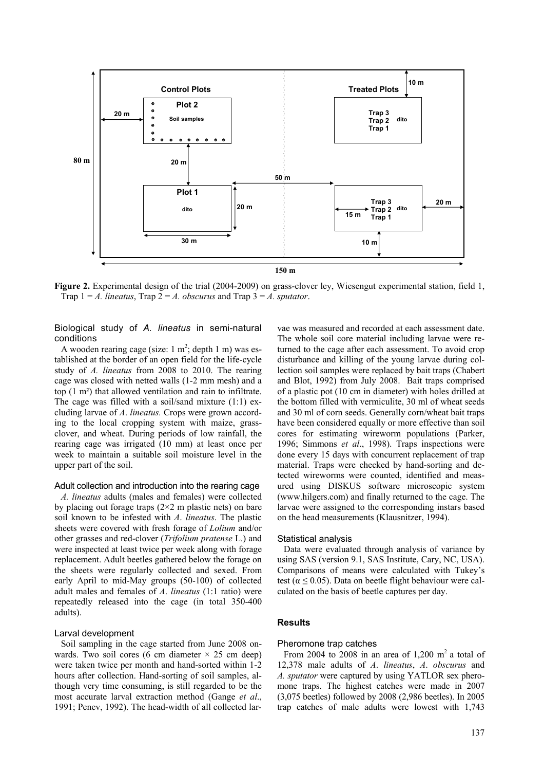**Figure 2.** Experimental design of the trial (2004-2009) on grass-clover ley, Wiesengut experimental station, field 1, Trap 1 = *A. lineatus*, Trap 2 = *A. obscurus* and Trap 3 = *A. sputator*.

### Biological study of *A. lineatus* in semi-natural conditions

A wooden rearing cage (size: 1 $m^2$; depth 1 m) was established at the border of an open field for the life-cycle study of *A. lineatus* from 2008 to 2010. The rearing cage was closed with netted walls (1-2 mm mesh) and a top (1 $m^2$) that allowed ventilation and rain to infiltrate. The cage was filled with a soil/sand mixture (1:1) excluding larvae of *A*. *lineatus.* Crops were grown according to the local cropping system with maize, grass-clover, and wheat. During periods of low rainfall, the rearing cage was irrigated (10 mm) at least once per week to maintain a suitable soil moisture level in the upper part of the soil.

#### Adult collection and introduction into the rearing cage

*A. lineatus* adults (males and females) were collected by placing out forage traps (2×2 m plastic nets) on bare soil known to be infested with *A*. *lineatus*. The plastic sheets were covered with fresh forage of *Lolium* and/or other grasses and red-clover (*Trifolium pratense* L.) and were inspected at least twice per week along with forage replacement. Adult beetles gathered below the forage on the sheets were regularly collected and sexed. From early April to mid-May groups (50-100) of collected adult males and females of *A*. *lineatus* (1:1 ratio) were repeatedly released into the cage (in total 350-400 adults).

#### Larval development

Soil sampling in the cage started from June 2008 onwards. Two soil cores (6 cm diameter × 25 cm deep) were taken twice per month and hand-sorted within 1-2 hours after collection. Hand-sorting of soil samples, although very time consuming, is still regarded to be the most accurate larval extraction method (Gange *et al*., 1991; Penev, 1992). The head-width of all collected larvae was measured and recorded at each assessment date. The whole soil core material including larvae were returned to the cage after each assessment. To avoid crop disturbance and killing of the young larvae during collection soil samples were replaced by bait traps (Chabert and Blot, 1992) from July 2008. Bait traps comprised of a plastic pot (10 cm in diameter) with holes drilled at the bottom filled with vermiculite, 30 ml of wheat seeds and 30 ml of corn seeds. Generally corn/wheat bait traps have been considered equally or more effective than soil cores for estimating wireworm populations (Parker, 1996; Simmons *et al*., 1998). Traps inspections were done every 15 days with concurrent replacement of trap material. Traps were checked by hand-sorting and detected wireworms were counted, identified and measured using DISKUS software microscopic system (www.hilgers.com) and finally returned to the cage. The larvae were assigned to the corresponding instars based on the head measurements (Klausnitzer, 1994).

#### Statistical analysis

Data were evaluated through analysis of variance by using SAS (version 9.1, SAS Institute, Cary, NC, USA). Comparisons of means were calculated with Tukey's test ($\alpha \leq 0.05$). Data on beetle flight behaviour were calculated on the basis of beetle captures per day.

## Results

### Pheromone trap catches

From 2004 to 2008 in an area of 1,200 $m^2$ a total of 12,378 male adults of *A*. *lineatus*, *A*. *obscurus* and *A. sputator* were captured by using YATLOR sex pheromone traps. The highest catches were made in 2007 (3,075 beetles) followed by 2008 (2,986 beetles). In 2005 trap catches of male adults were lowest with 1,743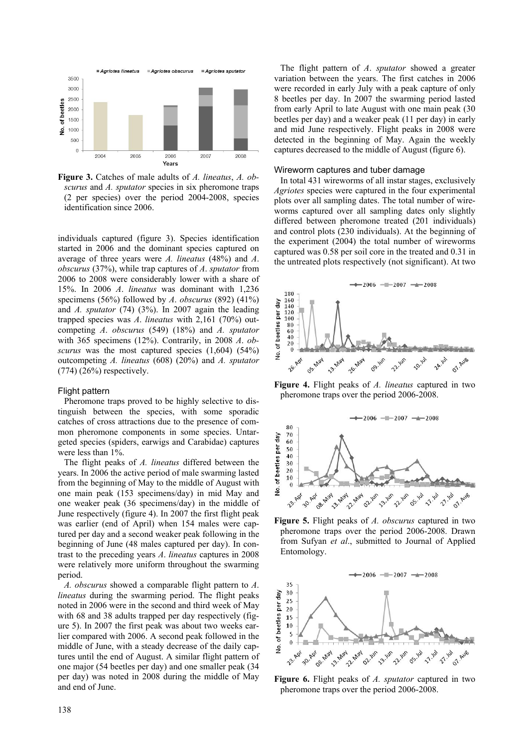**Figure 3.** Catches of male adults of *A. lineatus*, *A. obscurus* and *A. sputator* species in six pheromone traps (2 per species) over the period 2004-2008, species identification since 2006.

individuals captured (figure 3). Species identification started in 2006 and the dominant species captured on average of three years were *A. lineatus* (48%) and *A. obscurus* (37%), while trap captures of *A. sputator* from 2006 to 2008 were considerably lower with a share of 15%. In 2006 *A. lineatus* was dominant with 1,236 specimens (56%) followed by *A. obscurus* (892) (41%) and *A. sputator* (74) (3%). In 2007 again the leading trapped species was *A. lineatus* with 2,161 (70%) outcompeting *A. obscurus* (549) (18%) and *A. sputator* with 365 specimens (12%). Contrarily, in 2008 *A. obscurus* was the most captured species (1,604) (54%) outcompeting *A. lineatus* (608) (20%) and *A. sputator* (774) (26%) respectively.

### Flight pattern

Pheromone traps proved to be highly selective to distinguish between the species, with some sporadic catches of cross attractions due to the presence of common pheromone components in some species. Untargeted species (spiders, earwigs and Carabidae) captures were less than 1%.

The flight peaks of *A. lineatus* differed between the years. In 2006 the active period of male swarming lasted from the beginning of May to the middle of August with one main peak (153 specimens/day) in mid May and one weaker peak (36 specimens/day) in the middle of June respectively (figure 4). In 2007 the first flight peak was earlier (end of April) when 154 males were captured per day and a second weaker peak following in the beginning of June (48 males captured per day). In contrast to the preceding years *A. lineatus* captures in 2008 were relatively more uniform throughout the swarming period.

*A. obscurus* showed a comparable flight pattern to *A. lineatus* during the swarming period. The flight peaks noted in 2006 were in the second and third week of May with 68 and 38 adults trapped per day respectively (figure 5). In 2007 the first peak was about two weeks earlier compared with 2006. A second peak followed in the middle of June, with a steady decrease of the daily captures until the end of August. A similar flight pattern of one major (54 beetles per day) and one smaller peak (34 per day) was noted in 2008 during the middle of May and end of June.

The flight pattern of *A. sputator* showed a greater variation between the years. The first catches in 2006 were recorded in early July with a peak capture of only 8 beetles per day. In 2007 the swarming period lasted from early April to late August with one main peak (30 beetles per day) and a weaker peak (11 per day) in early and mid June respectively. Flight peaks in 2008 were detected in the beginning of May. Again the weekly captures decreased to the middle of August (figure 6).

### Wireworm captures and tuber damage

In total 431 wireworms of all instar stages, exclusively *Agriotes* species were captured in the four experimental plots over all sampling dates. The total number of wireworms captured over all sampling dates only slightly differed between pheromone treated (201 individuals) and control plots (230 individuals). At the beginning of the experiment (2004) the total number of wireworms captured was 0.58 per soil core in the treated and 0.31 in the untreated plots respectively (not significant). At two

**Figure 4.** Flight peaks of *A. lineatus* captured in two pheromone traps over the period 2006-2008.

**Figure 5.** Flight peaks of *A. obscurus* captured in two pheromone traps over the period 2006-2008. Drawn from Sufyan *et al*., submitted to Journal of Applied Entomology.

**Figure 6.** Flight peaks of *A. sputator* captured in two pheromone traps over the period 2006-2008.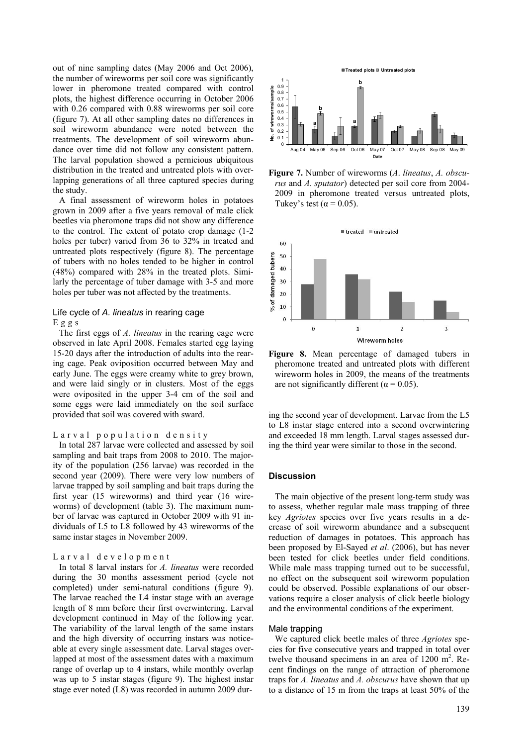out of nine sampling dates (May 2006 and Oct 2006), the number of wireworms per soil core was significantly lower in pheromone treated compared with control plots, the highest difference occurring in October 2006 with 0.26 compared with 0.88 wireworms per soil core (figure 7). At all other sampling dates no differences in soil wireworm abundance were noted between the treatments. The development of soil wireworm abundance over time did not follow any consistent pattern. The larval population showed a pernicious ubiquitous distribution in the treated and untreated plots with overlapping generations of all three captured species during the study.

A final assessment of wireworm holes in potatoes grown in 2009 after a five years removal of male click beetles via pheromone traps did not show any difference to the control. The extent of potato crop damage (1-2 holes per tuber) varied from 36 to 32% in treated and untreated plots respectively (figure 8). The percentage of tubers with no holes tended to be higher in control (48%) compared with 28% in the treated plots. Similarly the percentage of tuber damage with 3-5 and more holes per tuber was not affected by the treatments.

## Life cycle of *A. lineatus* in rearing cage

### Eggs

The first eggs of *A. lineatus* in the rearing cage were observed in late April 2008. Females started egg laying 15-20 days after the introduction of adults into the rearing cage. Peak oviposition occurred between May and early June. The eggs were creamy white to grey brown, and were laid singly or in clusters. Most of the eggs were oviposited in the upper 3-4 cm of the soil and some eggs were laid immediately on the soil surface provided that soil was covered with sward.

### Larval population density

In total 287 larvae were collected and assessed by soil sampling and bait traps from 2008 to 2010. The majority of the population (256 larvae) was recorded in the second year (2009). There were very low numbers of larvae trapped by soil sampling and bait traps during the first year (15 wireworms) and third year (16 wireworms) of development (table 3). The maximum number of larvae was captured in October 2009 with 91 individuals of L5 to L8 followed by 43 wireworms of the same instar stages in November 2009.

### Larval development

In total 8 larval instars for *A. lineatus* were recorded during the 30 months assessment period (cycle not completed) under semi-natural conditions (figure 9). The larvae reached the L4 instar stage with an average length of 8 mm before their first overwintering. Larval development continued in May of the following year. The variability of the larval length of the same instars and the high diversity of occurring instars was noticeable at every single assessment date. Larval stages overlapped at most of the assessment dates with a maximum range of overlap up to 4 instars, while monthly overlap was up to 5 instar stages (figure 9). The highest instar stage ever noted (L8) was recorded in autumn 2009 during the second year of development. Larvae from the L5 to L8 instar stage entered into a second overwintering and exceeded 18 mm length. Larval stages assessed during the third year were similar to those in the second.

**Figure 7.** Number of wireworms (*A. lineatus*, *A. obscurus* and *A. sputator*) detected per soil core from 2004-2009 in pheromone treated versus untreated plots, Tukey's test ($\alpha = 0.05$).

**Figure 8.** Mean percentage of damaged tubers in pheromone treated and untreated plots with different wireworm holes in 2009, the means of the treatments are not significantly different ($\alpha = 0.05$).

## Discussion

The main objective of the present long-term study was to assess, whether regular male mass trapping of three key *Agriotes* species over five years results in a decrease of soil wireworm abundance and a subsequent reduction of damages in potatoes. This approach has been proposed by El-Sayed *et al*. (2006), but has never been tested for click beetles under field conditions. While male mass trapping turned out to be successful, no effect on the subsequent soil wireworm population could be observed. Possible explanations of our observations require a closer analysis of click beetle biology and the environmental conditions of the experiment.

### Male trapping

We captured click beetle males of three *Agriotes* species for five consecutive years and trapped in total over twelve thousand specimens in an area of 1200 m$^2$. Recent findings on the range of attraction of pheromone traps for *A. lineatus* and *A. obscurus* have shown that up to a distance of 15 m from the traps at least 50% of the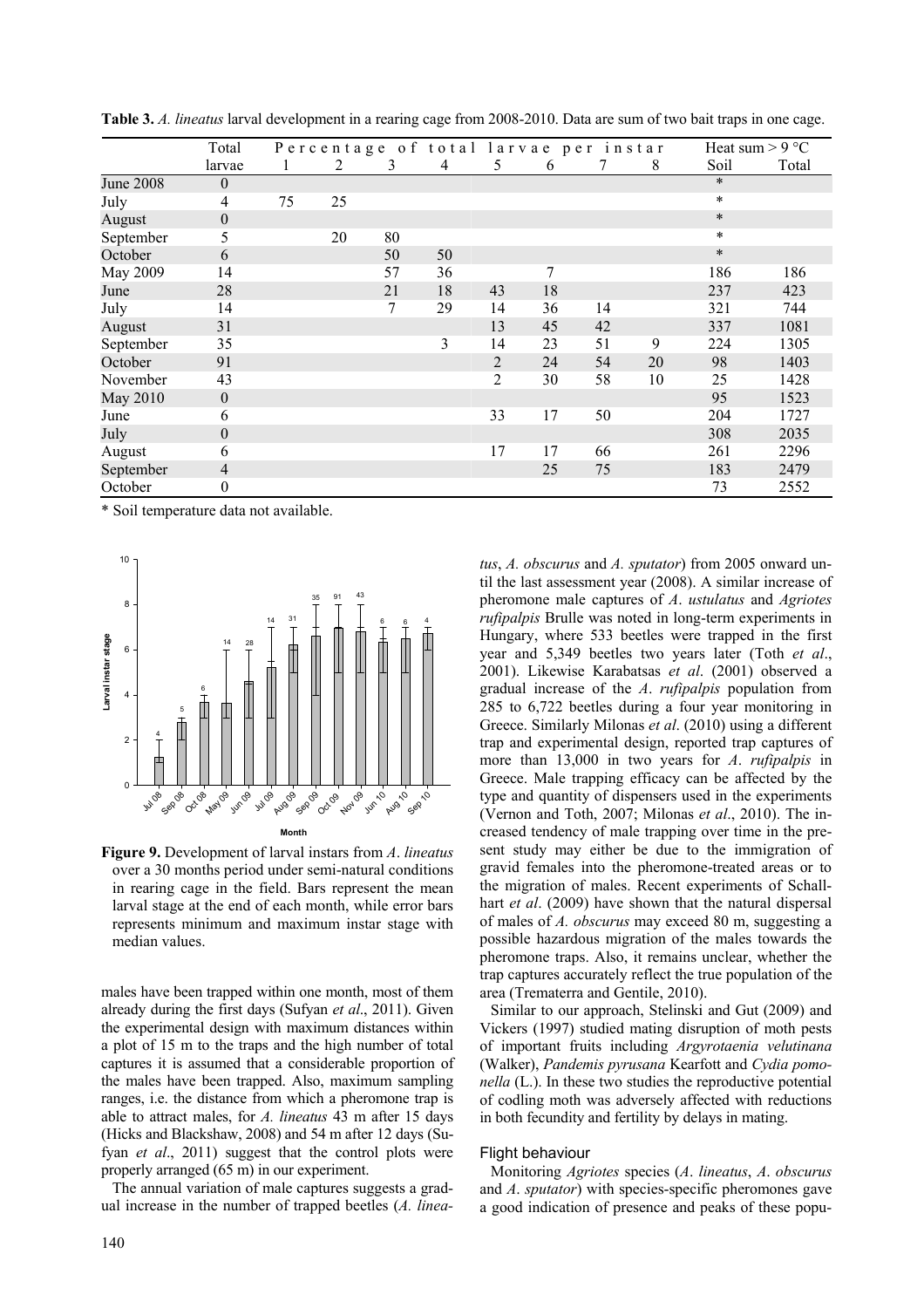**Table 3.** *A. lineatus* larval development in a rearing cage from 2008-2010. Data are sum of two bait traps in one cage.

| | Total | Percentage of total larvae per instar | | | | | | | | Heat sum > 9 °C | |
|---|---|---|---|---|---|---|---|---|---|---|---|
| | larvae | 1 | 2 | 3 | 4 | 5 | 6 | 7 | 8 | Soil | Total |
| June 2008 | 0 | | | | | | | | | * | |
| July | 4 | 75 | 25 | | | | | | | * | |
| August | 0 | | | | | | | | | * | |
| September | 5 | | 20 | 80 | | | | | | * | |
| October | 6 | | | 50 | 50 | | | | | * | |
| May 2009 | 14 | | | 57 | 36 | | 7 | | | 186 | 186 |
| June | 28 | | | 21 | 18 | 43 | 18 | | | 237 | 423 |
| July | 14 | | | 7 | 29 | 14 | 36 | 14 | | 321 | 744 |
| August | 31 | | | | | 13 | 45 | 42 | | 337 | 1081 |
| September | 35 | | | | 3 | 14 | 23 | 51 | 9 | 224 | 1305 |
| October | 91 | | | | | 2 | 24 | 54 | 20 | 98 | 1403 |
| November | 43 | | | | | 2 | 30 | 58 | 10 | 25 | 1428 |
| May 2010 | 0 | | | | | | | | | 95 | 1523 |
| June | 6 | | | | | 33 | 17 | 50 | | 204 | 1727 |
| July | 0 | | | | | | | | | 308 | 2035 |
| August | 6 | | | | | 17 | 17 | 66 | | 261 | 2296 |
| September | 4 | | | | | | 25 | 75 | | 183 | 2479 |
| October | 0 | | | | | | | | | 73 | 2552 |

\* Soil temperature data not available.

**Figure 9.** Development of larval instars from *A. lineatus* over a 30 months period under semi-natural conditions in rearing cage in the field. Bars represent the mean larval stage at the end of each month, while error bars represents minimum and maximum instar stage with median values.

males have been trapped within one month, most of them already during the first days (Sufyan *et al*., 2011). Given the experimental design with maximum distances within a plot of 15 m to the traps and the high number of total captures it is assumed that a considerable proportion of the males have been trapped. Also, maximum sampling ranges, i.e. the distance from which a pheromone trap is able to attract males, for *A. lineatus* 43 m after 15 days (Hicks and Blackshaw, 2008) and 54 m after 12 days (Sufyan *et al*., 2011) suggest that the control plots were properly arranged (65 m) in our experiment.

The annual variation of male captures suggests a gradual increase in the number of trapped beetles (*A. lineatus*, *A. obscurus* and *A. sputator*) from 2005 onward until the last assessment year (2008). A similar increase of pheromone male captures of *A. ustulatus* and *Agriotes rufipalpis* Brulle was noted in long-term experiments in Hungary, where 533 beetles were trapped in the first year and 5,349 beetles two years later (Toth *et al*., 2001). Likewise Karabatsas *et al*. (2001) observed a gradual increase of the *A. rufipalpis* population from 285 to 6,722 beetles during a four year monitoring in Greece. Similarly Milonas *et al*. (2010) using a different trap and experimental design, reported trap captures of more than 13,000 in two years for *A. rufipalpis* in Greece. Male trapping efficacy can be affected by the type and quantity of dispensers used in the experiments (Vernon and Toth, 2007; Milonas *et al*., 2010). The increased tendency of male trapping over time in the present study may either be due to the immigration of gravid females into the pheromone-treated areas or to the migration of males. Recent experiments of Schallhart *et al*. (2009) have shown that the natural dispersal of males of *A. obscurus* may exceed 80 m, suggesting a possible hazardous migration of the males towards the pheromone traps. Also, it remains unclear, whether the trap captures accurately reflect the true population of the area (Trematerra and Gentile, 2010).

Similar to our approach, Stelinski and Gut (2009) and Vickers (1997) studied mating disruption of moth pests of important fruits including *Argyrotaenia velutinana* (Walker), *Pandemis pyrusana* Kearfott and *Cydia pomonella* (L.). In these two studies the reproductive potential of codling moth was adversely affected with reductions in both fecundity and fertility by delays in mating.

### Flight behaviour

Monitoring *Agriotes* species (*A. lineatus*, *A. obscurus* and *A. sputator*) with species-specific pheromones gave a good indication of presence and peaks of these popu-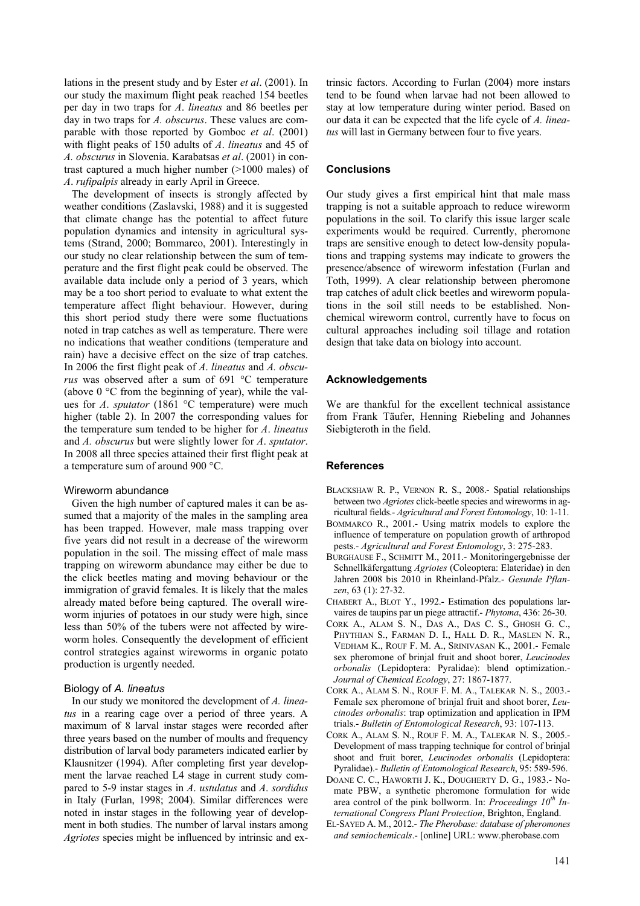lations in the present study and by Ester *et al*. (2001). In our study the maximum flight peak reached 154 beetles per day in two traps for *A*. *lineatus* and 86 beetles per day in two traps for *A. obscurus*. These values are comparable with those reported by Gomboc *et al*. (2001) with flight peaks of 150 adults of *A*. *lineatus* and 45 of *A. obscurus* in Slovenia. Karabatsas *et al*. (2001) in contrast captured a much higher number (>1000 males) of *A*. *rufipalpis* already in early April in Greece.

The development of insects is strongly affected by weather conditions (Zaslavski, 1988) and it is suggested that climate change has the potential to affect future population dynamics and intensity in agricultural systems (Strand, 2000; Bommarco, 2001). Interestingly in our study no clear relationship between the sum of temperature and the first flight peak could be observed. The available data include only a period of 3 years, which may be a too short period to evaluate to what extent the temperature affect flight behaviour. However, during this short period study there were some fluctuations noted in trap catches as well as temperature. There were no indications that weather conditions (temperature and rain) have a decisive effect on the size of trap catches. In 2006 the first flight peak of *A*. *lineatus* and *A. obscurus* was observed after a sum of 691 °C temperature (above 0 °C from the beginning of year), while the values for *A. sputator* (1861 °C temperature) were much higher (table 2). In 2007 the corresponding values for the temperature sum tended to be higher for *A*. *lineatus* and *A. obscurus* but were slightly lower for *A*. *sputator*. In 2008 all three species attained their first flight peak at a temperature sum of around 900 °C.

### Wireworm abundance

Given the high number of captured males it can be assumed that a majority of the males in the sampling area has been trapped. However, male mass trapping over five years did not result in a decrease of the wireworm population in the soil. The missing effect of male mass trapping on wireworm abundance may either be due to the click beetles mating and moving behaviour or the immigration of gravid females. It is likely that the males already mated before being captured. The overall wireworm injuries of potatoes in our study were high, since less than 50% of the tubers were not affected by wireworm holes. Consequently the development of efficient control strategies against wireworms in organic potato production is urgently needed.

### Biology of *A. lineatus*

In our study we monitored the development of *A. lineatus* in a rearing cage over a period of three years. A maximum of 8 larval instar stages were recorded after three years based on the number of moults and frequency distribution of larval body parameters indicated earlier by Klausnitzer (1994). After completing first year development the larvae reached L4 stage in current study compared to 5-9 instar stages in *A*. *ustulatus* and *A*. *sordidus* in Italy (Furlan, 1998; 2004). Similar differences were noted in instar stages in the following year of development in both studies. The number of larval instars among *Agriotes* species might be influenced by intrinsic and extrinsic factors. According to Furlan (2004) more instars tend to be found when larvae had not been allowed to stay at low temperature during winter period. Based on our data it can be expected that the life cycle of *A. lineatus* will last in Germany between four to five years.

## Conclusions

Our study gives a first empirical hint that male mass trapping is not a suitable approach to reduce wireworm populations in the soil. To clarify this issue larger scale experiments would be required. Currently, pheromone traps are sensitive enough to detect low-density populations and trapping systems may indicate to growers the presence/absence of wireworm infestation (Furlan and Toth, 1999). A clear relationship between pheromone trap catches of adult click beetles and wireworm populations in the soil still needs to be established. Nonchemical wireworm control, currently have to focus on cultural approaches including soil tillage and rotation design that take data on biology into account.

## Acknowledgements

We are thankful for the excellent technical assistance from Frank Täufer, Henning Riebeling and Johannes Siebigteroth in the field.

## References

BLACKSHAW R. P., VERNON R. S., 2008.- Spatial relationships between two *Agriotes* click-beetle species and wireworms in agricultural fields.- *Agricultural and Forest Entomology*, 10: 1-11.

BOMMARCO R., 2001.- Using matrix models to explore the influence of temperature on population growth of arthropod pests.- *Agricultural and Forest Entomology*, 3: 275-283.

BURGHAUSE F., SCHMITT M., 2011.- Monitoringergebnisse der Schnellkäfergattung *Agriotes* (Coleoptera: Elateridae) in den Jahren 2008 bis 2010 in Rheinland-Pfalz.- *Gesunde Pflanzen*, 63 (1): 27-32.

CHABERT A., BLOT Y., 1992.- Estimation des populations larvaires de taupins par un piege attractif.- *Phytoma*, 436: 26-30.

CORK A., ALAM S. N., DAS A., DAS C. S., GHOSH G. C., PHYTHIAN S., FARMAN D. I., HALL D. R., MASLEN N. R., VEDHAM K., ROUF F. M. A., SRINIVASAN K., 2001.- Female sex pheromone of brinjal fruit and shoot borer, *Leucinodes orbonalis* (Lepidoptera: Pyralidae): blend optimization.- *Journal of Chemical Ecology*, 27: 1867-1877.

CORK A., ALAM S. N., ROUF F. M. A., TALEKAR N. S., 2003.- Female sex pheromone of brinjal fruit and shoot borer, *Leucinodes orbonalis*: trap optimization and application in IPM trials.- *Bulletin of Entomological Research*, 93: 107-113.

CORK A., ALAM S. N., ROUF F. M. A., TALEKAR N. S., 2005.- Development of mass trapping technique for control of brinjal shoot and fruit borer, *Leucinodes orbonalis* (Lepidoptera: Pyralidae).- *Bulletin of Entomological Research*, 95: 589-596.

DOANE C. C., HAWORTH J. K., DOUGHERTY D. G., 1983.- Nomate PBW, a synthetic pheromone formulation for wide area control of the pink bollworm. In: *Proceedings 10th International Congress Plant Protection*, Brighton, England.

EL-SAYED A. M., 2012.- *The Pherobase: database of pheromones and semiochemicals*.- [online] URL: www.pherobase.com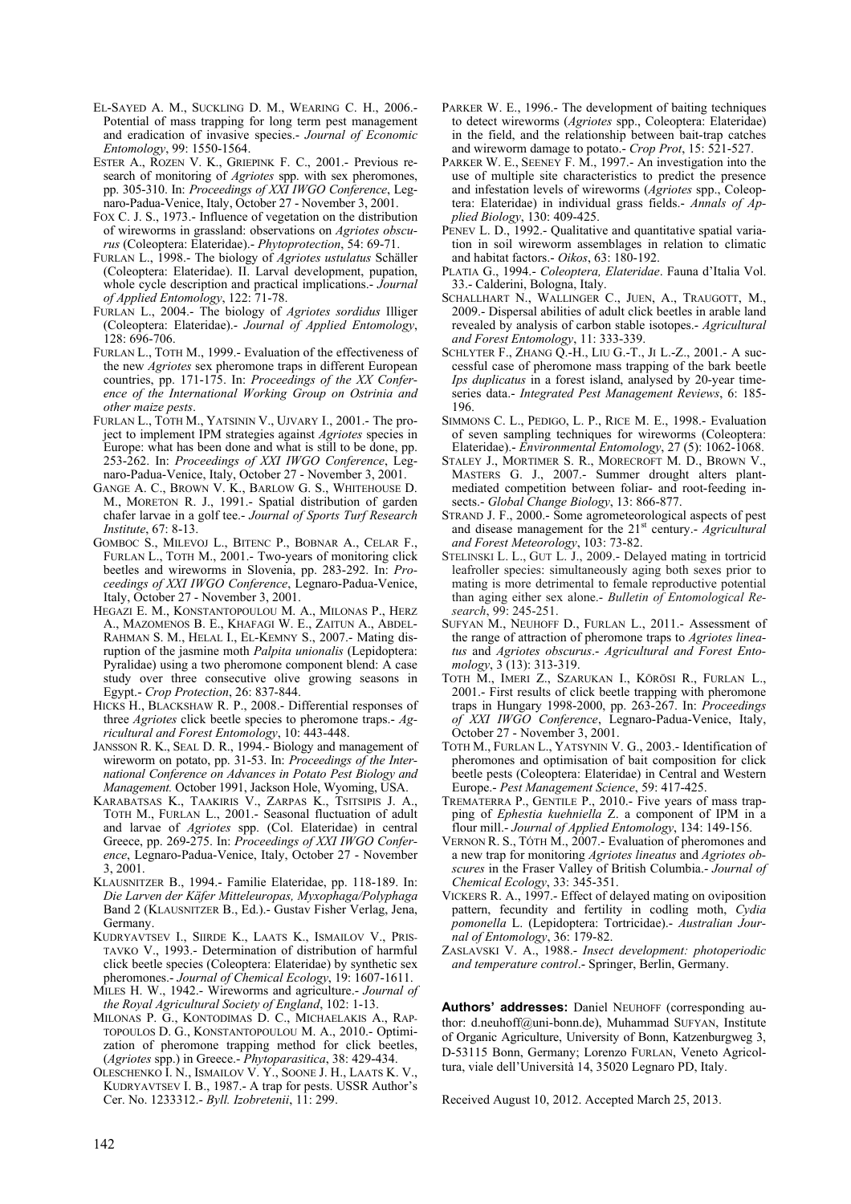EL-SAYED A. M., SUCKLING D. M., WEARING C. H., 2006.- Potential of mass trapping for long term pest management and eradication of invasive species.- *Journal of Economic Entomology*, 99: 1550-1564.

ESTER A., ROZEN V. K., GRIEPINK F. C., 2001.- Previous research of monitoring of *Agriotes* spp. with sex pheromones, pp. 305-310. In: *Proceedings of XXI IWGO Conference*, Legnaro-Padua-Venice, Italy, October 27 - November 3, 2001.

FOX C. J. S., 1973.- Influence of vegetation on the distribution of wireworms in grassland: observations on *Agriotes obscurus* (Coleoptera: Elateridae).- *Phytoprotection*, 54: 69-71.

FURLAN L., 1998.- The biology of *Agriotes ustulatus* Schäller (Coleoptera: Elateridae). II. Larval development, pupation, whole cycle description and practical implications.- *Journal of Applied Entomology*, 122: 71-78.

FURLAN L., 2004.- The biology of *Agriotes sordidus* Illiger (Coleoptera: Elateridae).- *Journal of Applied Entomology*, 128: 696-706.

FURLAN L., TOTH M., 1999.- Evaluation of the effectiveness of the new *Agriotes* sex pheromone traps in different European countries, pp. 171-175. In: *Proceedings of the XX Conference of the International Working Group on Ostrinia and other maize pests*.

FURLAN L., TOTH M., YATSININ V., UJVARY I., 2001.- The project to implement IPM strategies against *Agriotes* species in Europe: what has been done and what is still to be done, pp. 253-262. In: *Proceedings of XXI IWGO Conference*, Legnaro-Padua-Venice, Italy, October 27 - November 3, 2001.

GANGE A. C., BROWN V. K., BARLOW G. S., WHITEHOUSE D. M., MORETON R. J., 1991.- Spatial distribution of garden chafer larvae in a golf tee.- *Journal of Sports Turf Research Institute*, 67: 8-13.

GOMBOC S., MILEVOJ L., BITENC P., BOBNAR A., CELAR F., FURLAN L., TOTH M., 2001.- Two-years of monitoring click beetles and wireworms in Slovenia, pp. 283-292. In: *Proceedings of XXI IWGO Conference*, Legnaro-Padua-Venice, Italy, October 27 - November 3, 2001.

HEGAZI E. M., KONSTANTOPOULOU M. A., MILONAS P., HERZ A., MAZOMENOS B. E., KHAFAGI W. E., ZAITUN A., ABDEL-RAHMAN S. M., HELAL I., EL-KEMNY S., 2007.- Mating disruption of the jasmine moth *Palpita unionalis* (Lepidoptera: Pyralidae) using a two pheromone component blend: A case study over three consecutive olive growing seasons in Egypt.- *Crop Protection*, 26: 837-844.

HICKS H., BLACKSHAW R. P., 2008.- Differential responses of three *Agriotes* click beetle species to pheromone traps.- *Agricultural and Forest Entomology*, 10: 443-448.

JANSSON R. K., SEAL D. R., 1994.- Biology and management of wireworm on potato, pp. 31-53. In: *Proceedings of the International Conference on Advances in Potato Pest Biology and Management.* October 1991, Jackson Hole, Wyoming, USA.

KARABATSAS K., TAAKIRIS V., ZARPAS K., TSITSIPIS J. A., TOTH M., FURLAN L., 2001.- Seasonal fluctuation of adult and larvae of *Agriotes* spp. (Col. Elateridae) in central Greece, pp. 269-275. In: *Proceedings of XXI IWGO Conference*, Legnaro-Padua-Venice, Italy, October 27 - November 3, 2001.

KLAUSNITZER B., 1994.- Familie Elateridae, pp. 118-189. In: *Die Larven der Käfer Mitteleuropas, Myxophaga/Polyphaga* Band 2 (KLAUSNITZER B., Ed.).- Gustav Fisher Verlag, Jena, Germany.

KUDRYAVTSEV I., SIIRDE K., LAATS K., ISMAILOV V., PRISTAVKO V., 1993.- Determination of distribution of harmful click beetle species (Coleoptera: Elateridae) by synthetic sex pheromones.- *Journal of Chemical Ecology*, 19: 1607-1611.

MILES H. W., 1942.- Wireworms and agriculture.- *Journal of the Royal Agricultural Society of England*, 102: 1-13.

MILONAS P. G., KONTODIMAS D. C., MICHAELAKIS A., RAPTOPOULOS D. G., KONSTANTOPOULOU M. A., 2010.- Optimization of pheromone trapping method for click beetles, (*Agriotes* spp.) in Greece.- *Phytoparasitica*, 38: 429-434.

OLESCHENKO I. N., ISMAILOV V. Y., SOONE J. H., LAATS K. V., KUDRYAVTSEV I. B., 1987.- A trap for pests. USSR Author's Cer. No. 1233312.- *Byll. Izobretenii*, 11: 299.

PARKER W. E., 1996.- The development of baiting techniques to detect wireworms (*Agriotes* spp., Coleoptera: Elateridae) in the field, and the relationship between bait-trap catches and wireworm damage to potato.- *Crop Prot*, 15: 521-527.

PARKER W. E., SEENEY F. M., 1997.- An investigation into the use of multiple site characteristics to predict the presence and infestation levels of wireworms (*Agriotes* spp., Coleoptera: Elateridae) in individual grass fields.- *Annals of Applied Biology*, 130: 409-425.

PENEV L. D., 1992.- Qualitative and quantitative spatial variation in soil wireworm assemblages in relation to climatic and habitat factors.- *Oikos*, 63: 180-192.

PLATIA G., 1994.- *Coleoptera, Elateridae*. Fauna d'Italia Vol. 33.- Calderini, Bologna, Italy.

SCHALLHART N., WALLINGER C., JUEN, A., TRAUGOTT, M., 2009.- Dispersal abilities of adult click beetles in arable land revealed by analysis of carbon stable isotopes.- *Agricultural and Forest Entomology*, 11: 333-339.

SCHLYTER F., ZHANG Q.-H., LIU G.-T., JI L.-Z., 2001.- A successful case of pheromone mass trapping of the bark beetle *Ips duplicatus* in a forest island, analysed by 20-year time-series data.- *Integrated Pest Management Reviews*, 6: 185-196.

SIMMONS C. L., PEDIGO, L. P., RICE M. E., 1998.- Evaluation of seven sampling techniques for wireworms (Coleoptera: Elateridae).- *Environmental Entomology*, 27 (5): 1062-1068.

STALEY J., MORTIMER S. R., MORECROFT M. D., BROWN V., MASTERS G. J., 2007.- Summer drought alters plant-mediated competition between foliar- and root-feeding insects.- *Global Change Biology*, 13: 866-877.

STRAND J. F., 2000.- Some agrometeorological aspects of pest and disease management for the 21st century.- *Agricultural and Forest Meteorology*, 103: 73-82.

STELINSKI L. L., GUT L. J., 2009.- Delayed mating in tortricid leafroller species: simultaneously aging both sexes prior to mating is more detrimental to female reproductive potential than aging either sex alone.- *Bulletin of Entomological Research*, 99: 245-251.

SUFYAN M., NEUHOFF D., FURLAN L., 2011.- Assessment of the range of attraction of pheromone traps to *Agriotes lineatus* and *Agriotes obscurus*.- *Agricultural and Forest Entomology*, 3 (13): 313-319.

TOTH M., IMERI Z., SZARUKAN I., KÖRÖSI R., FURLAN L., 2001.- First results of click beetle trapping with pheromone traps in Hungary 1998-2000, pp. 263-267. In: *Proceedings of XXI IWGO Conference*, Legnaro-Padua-Venice, Italy, October 27 - November 3, 2001.

TOTH M., FURLAN L., YATSYNIN V. G., 2003.- Identification of pheromones and optimisation of bait composition for click beetle pests (Coleoptera: Elateridae) in Central and Western Europe.- *Pest Management Science*, 59: 417-425.

TREMATERRA P., GENTILE P., 2010.- Five years of mass trapping of *Ephestia kuehniella* Z. a component of IPM in a flour mill.- *Journal of Applied Entomology*, 134: 149-156.

VERNON R. S., TÓTH M., 2007.- Evaluation of pheromones and a new trap for monitoring *Agriotes lineatus* and *Agriotes obscures* in the Fraser Valley of British Columbia.- *Journal of Chemical Ecology*, 33: 345-351.

VICKERS R. A., 1997.- Effect of delayed mating on oviposition pattern, fecundity and fertility in codling moth, *Cydia pomonella* L. (Lepidoptera: Tortricidae).- *Australian Journal of Entomology*, 36: 179-82.

ZASLAVSKI V. A., 1988.- *Insect development: photoperiodic and temperature control*.- Springer, Berlin, Germany.

**Authors' addresses:** Daniel NEUHOFF (corresponding author: d.neuhoff@uni-bonn.de), Muhammad SUFYAN, Institute of Organic Agriculture, University of Bonn, Katzenburgweg 3, D-53115 Bonn, Germany; Lorenzo FURLAN, Veneto Agricoltura, viale dell'Università 14, 35020 Legnaro PD, Italy.

Received August 10, 2012. Accepted March 25, 2013.